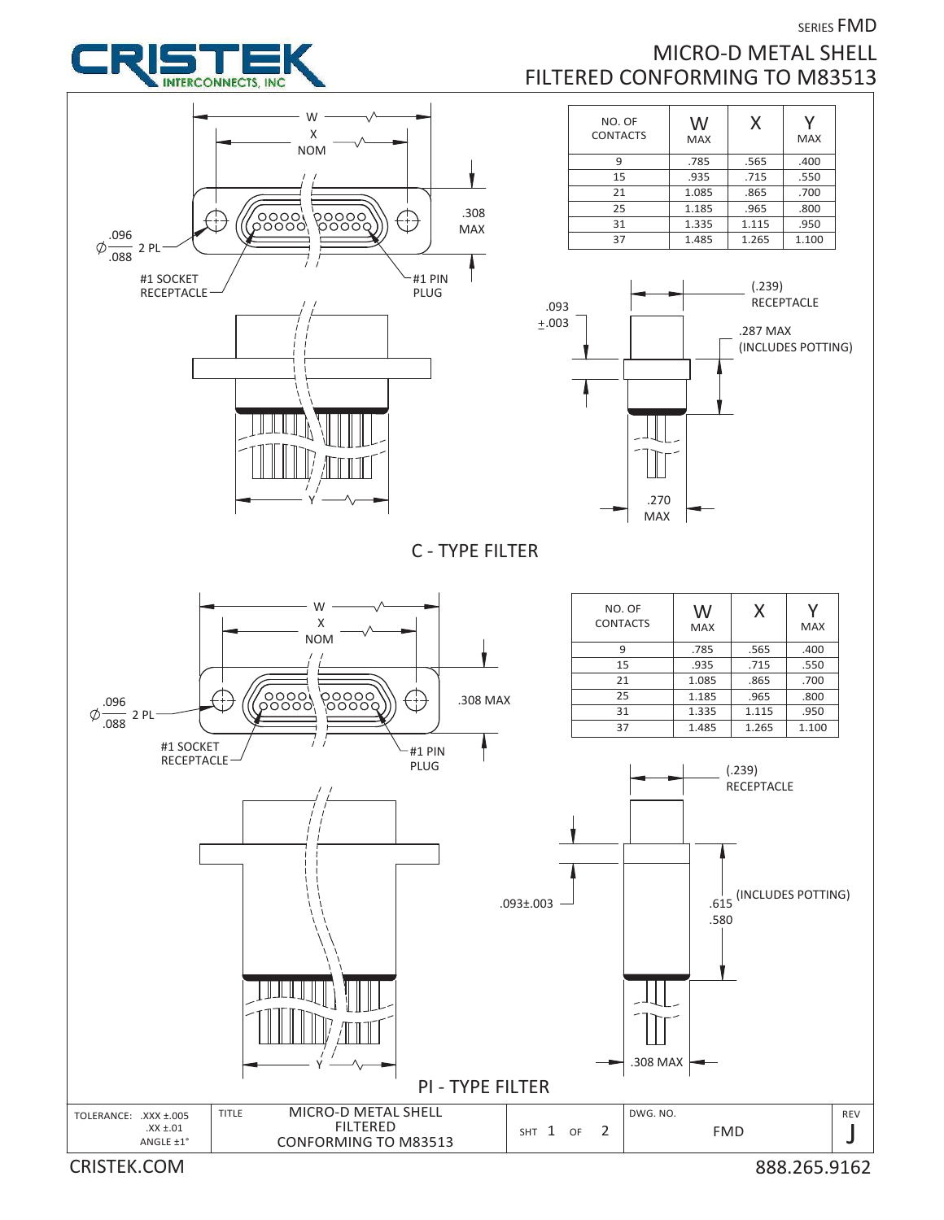SERIES FMD

# MICRO-D METAL SHELL FILTERED CONFORMING TO M83513

CRISTEK INTERCONNECTS, INC

## C - TYPE FILTER

| NO. OF CONTACTS | W MAX | X | Y MAX |
|---|---|---|---|
| 9 | .785 | .565 | .400 |
| 15 | .935 | .715 | .550 |
| 21 | 1.085 | .865 | .700 |
| 25 | 1.185 | .965 | .800 |
| 31 | 1.335 | 1.115 | .950 |
| 37 | 1.485 | 1.265 | 1.100 |

W, X NOM, .308 MAX, Ø .096/.088 2 PL, #1 SOCKET RECEPTACLE, #1 PIN PLUG, Y

.093 ±.003, (.239) RECEPTACLE, .287 MAX (INCLUDES POTTING), .270 MAX

## PI - TYPE FILTER

| NO. OF CONTACTS | W MAX | X | Y MAX |
|---|---|---|---|
| 9 | .785 | .565 | .400 |
| 15 | .935 | .715 | .550 |
| 21 | 1.085 | .865 | .700 |
| 25 | 1.185 | .965 | .800 |
| 31 | 1.335 | 1.115 | .950 |
| 37 | 1.485 | 1.265 | 1.100 |

W, X NOM, .308 MAX, Ø .096/.088 2 PL, #1 SOCKET RECEPTACLE, #1 PIN PLUG, Y

.093±.003, (.239) RECEPTACLE, .615/.580 (INCLUDES POTTING), .308 MAX

| TOLERANCE: .XXX ±.005 .XX ±.01 ANGLE ±1° | TITLE: MICRO-D METAL SHELL FILTERED CONFORMING TO M83513 | SHT 1 OF 2 | DWG. NO. FMD | REV J |
|---|---|---|---|---|

CRISTEK.COM 888.265.9162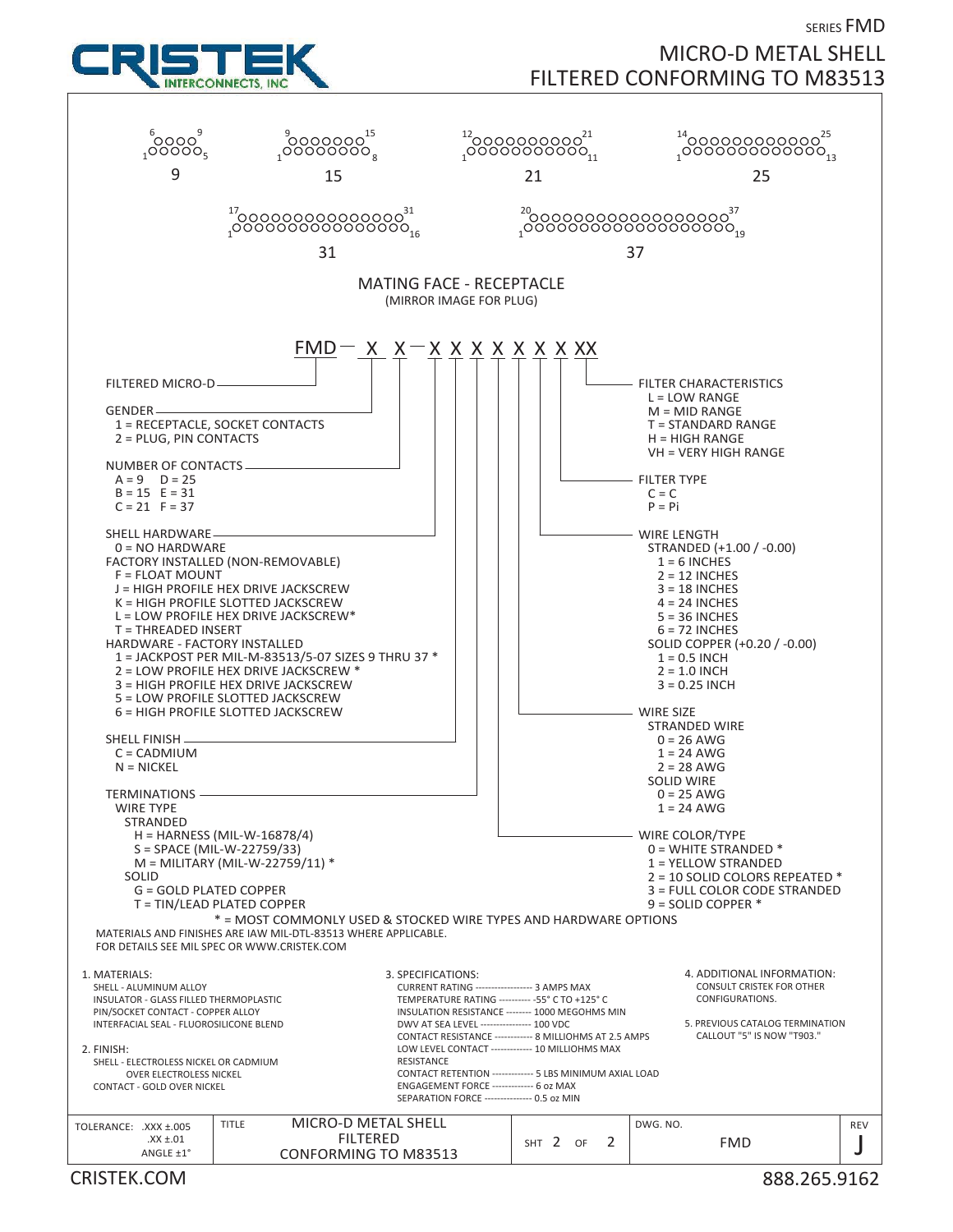CRISTEK INTERCONNECTS, INC

SERIES FMD

# MICRO-D METAL SHELL FILTERED CONFORMING TO M83513

6 9
1 5
9

9 15
1 8
15

12 21
1 11
21

14 25
1 13
25

17 31
1 16
31

20 37
1 19
37

MATING FACE - RECEPTACLE
(MIRROR IMAGE FOR PLUG)

**FMD — X X — X X X X X X X XX**

FILTERED MICRO-D

GENDER
- 1 = RECEPTACLE, SOCKET CONTACTS
- 2 = PLUG, PIN CONTACTS

NUMBER OF CONTACTS
- A = 9  D = 25
- B = 15  E = 31
- C = 21  F = 37

SHELL HARDWARE
- 0 = NO HARDWARE

FACTORY INSTALLED (NON-REMOVABLE)
- F = FLOAT MOUNT
- J = HIGH PROFILE HEX DRIVE JACKSCREW
- K = HIGH PROFILE SLOTTED JACKSCREW
- L = LOW PROFILE HEX DRIVE JACKSCREW*
- T = THREADED INSERT

HARDWARE - FACTORY INSTALLED
- 1 = JACKPOST PER MIL-M-83513/5-07 SIZES 9 THRU 37 *
- 2 = LOW PROFILE HEX DRIVE JACKSCREW *
- 3 = HIGH PROFILE HEX DRIVE JACKSCREW
- 5 = LOW PROFILE SLOTTED JACKSCREW
- 6 = HIGH PROFILE SLOTTED JACKSCREW

SHELL FINISH
- C = CADMIUM
- N = NICKEL

TERMINATIONS
- WIRE TYPE
  - STRANDED
    - H = HARNESS (MIL-W-16878/4)
    - S = SPACE (MIL-W-22759/33)
    - M = MILITARY (MIL-W-22759/11) *
  - SOLID
    - G = GOLD PLATED COPPER
    - T = TIN/LEAD PLATED COPPER

FILTER CHARACTERISTICS
- L = LOW RANGE
- M = MID RANGE
- T = STANDARD RANGE
- H = HIGH RANGE
- VH = VERY HIGH RANGE

FILTER TYPE
- C = C
- P = Pi

WIRE LENGTH
- STRANDED (+1.00 / -0.00)
  - 1 = 6 INCHES
  - 2 = 12 INCHES
  - 3 = 18 INCHES
  - 4 = 24 INCHES
  - 5 = 36 INCHES
  - 6 = 72 INCHES
- SOLID COPPER (+0.20 / -0.00)
  - 1 = 0.5 INCH
  - 2 = 1.0 INCH
  - 3 = 0.25 INCH

WIRE SIZE
- STRANDED WIRE
  - 0 = 26 AWG
  - 1 = 24 AWG
  - 2 = 28 AWG
- SOLID WIRE
  - 0 = 25 AWG
  - 1 = 24 AWG

WIRE COLOR/TYPE
- 0 = WHITE STRANDED *
- 1 = YELLOW STRANDED
- 2 = 10 SOLID COLORS REPEATED *
- 3 = FULL COLOR CODE STRANDED
- 9 = SOLID COPPER *

* = MOST COMMONLY USED & STOCKED WIRE TYPES AND HARDWARE OPTIONS

MATERIALS AND FINISHES ARE IAW MIL-DTL-83513 WHERE APPLICABLE.
FOR DETAILS SEE MIL SPEC OR WWW.CRISTEK.COM

1. MATERIALS:
   - SHELL - ALUMINUM ALLOY
   - INSULATOR - GLASS FILLED THERMOPLASTIC
   - PIN/SOCKET CONTACT - COPPER ALLOY
   - INTERFACIAL SEAL - FLUOROSILICONE BLEND
2. FINISH:
   - SHELL - ELECTROLESS NICKEL OR CADMIUM OVER ELECTROLESS NICKEL
   - CONTACT - GOLD OVER NICKEL
3. SPECIFICATIONS:
   - CURRENT RATING ------------------ 3 AMPS MAX
   - TEMPERATURE RATING ---------- -55° C TO +125° C
   - INSULATION RESISTANCE -------- 1000 MEGOHMS MIN
   - DWV AT SEA LEVEL ---------------- 100 VDC
   - CONTACT RESISTANCE ------------ 8 MILLIOHMS AT 2.5 AMPS
   - LOW LEVEL CONTACT ------------- 10 MILLIOHMS MAX RESISTANCE
   - CONTACT RETENTION ------------- 5 LBS MINIMUM AXIAL LOAD
   - ENGAGEMENT FORCE ------------- 6 oz MAX
   - SEPARATION FORCE --------------- 0.5 oz MIN
4. ADDITIONAL INFORMATION: CONSULT CRISTEK FOR OTHER CONFIGURATIONS.
5. PREVIOUS CATALOG TERMINATION CALLOUT "5" IS NOW "T903."

| TOLERANCE: .XXX ±.005 .XX ±.01 ANGLE ±1° | TITLE MICRO-D METAL SHELL FILTERED CONFORMING TO M83513 | SHT 2 OF 2 | DWG. NO. FMD | REV J |
|---|---|---|---|---|

CRISTEK.COM 888.265.9162